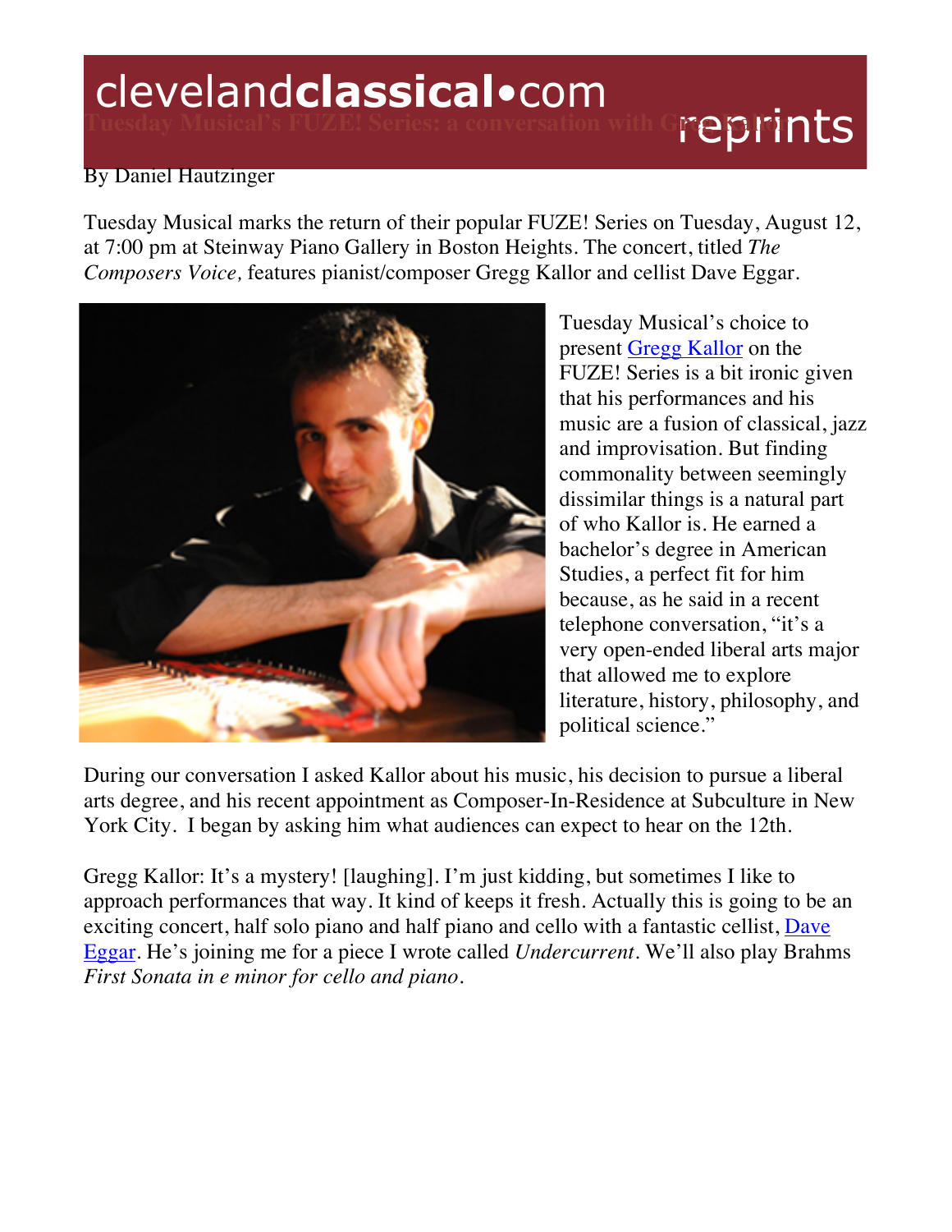# Tuesday Musical's FUZE! Series: a conversation with Gregg Kallor

By Daniel Hautzinger

Tuesday Musical marks the return of their popular FUZE! Series on Tuesday, August 12, at 7:00 pm at Steinway Piano Gallery in Boston Heights. The concert, titled *The Composers Voice,* features pianist/composer Gregg Kallor and cellist Dave Eggar.

Tuesday Musical's choice to present Gregg Kallor on the FUZE! Series is a bit ironic given that his performances and his music are a fusion of classical, jazz and improvisation. But finding commonality between seemingly dissimilar things is a natural part of who Kallor is. He earned a bachelor's degree in American Studies, a perfect fit for him because, as he said in a recent telephone conversation, "it's a very open-ended liberal arts major that allowed me to explore literature, history, philosophy, and political science."

During our conversation I asked Kallor about his music, his decision to pursue a liberal arts degree, and his recent appointment as Composer-In-Residence at Subculture in New York City. I began by asking him what audiences can expect to hear on the 12th.

Gregg Kallor: It's a mystery! [laughing]. I'm just kidding, but sometimes I like to approach performances that way. It kind of keeps it fresh. Actually this is going to be an exciting concert, half solo piano and half piano and cello with a fantastic cellist, Dave Eggar. He's joining me for a piece I wrote called *Undercurrent*. We'll also play Brahms *First Sonata in e minor for cello and piano*.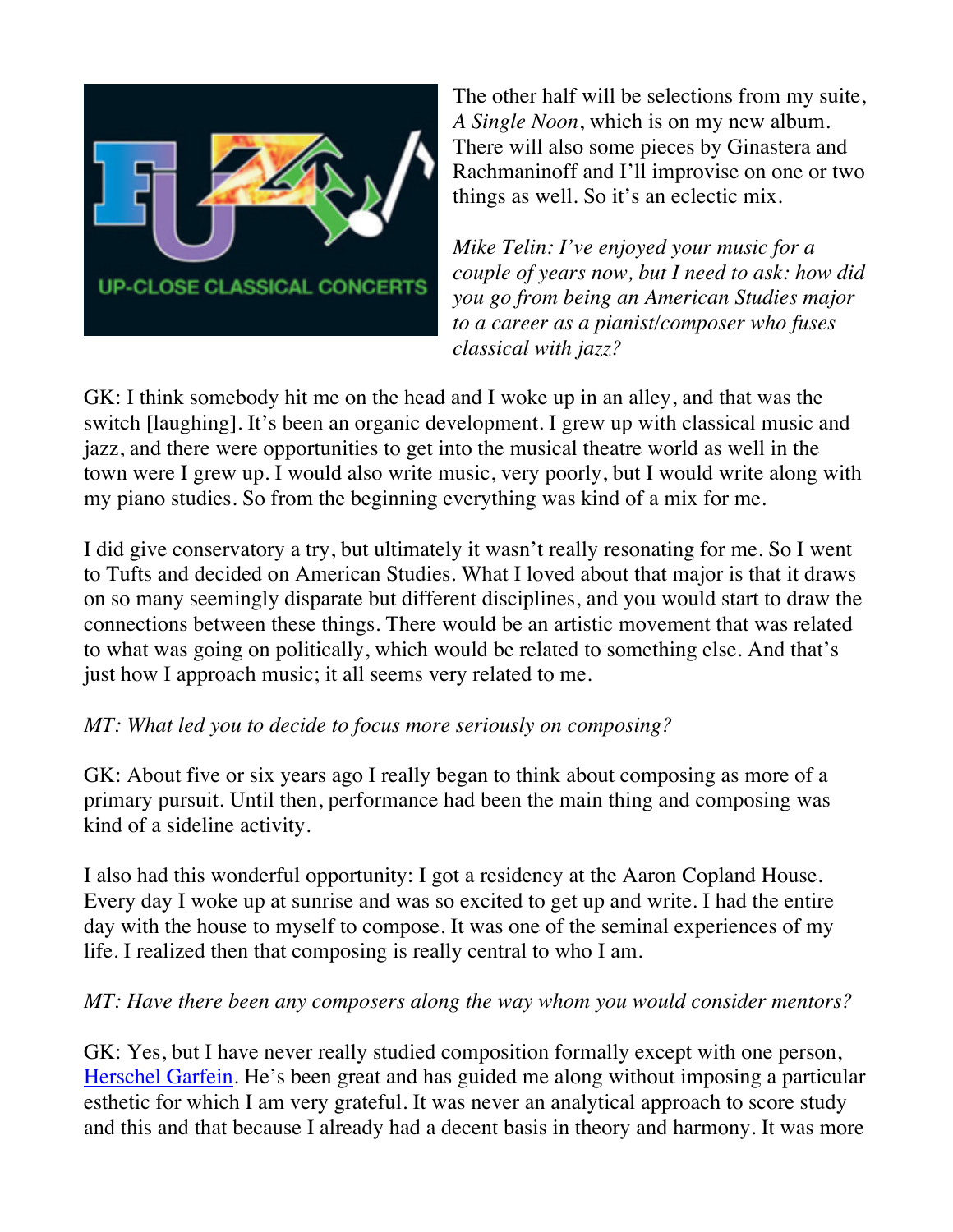The other half will be selections from my suite, *A Single Noon*, which is on my new album. There will also some pieces by Ginastera and Rachmaninoff and I'll improvise on one or two things as well. So it's an eclectic mix.

*Mike Telin: I've enjoyed your music for a couple of years now, but I need to ask: how did you go from being an American Studies major to a career as a pianist/composer who fuses classical with jazz?*

GK: I think somebody hit me on the head and I woke up in an alley, and that was the switch [laughing]. It's been an organic development. I grew up with classical music and jazz, and there were opportunities to get into the musical theatre world as well in the town were I grew up. I would also write music, very poorly, but I would write along with my piano studies. So from the beginning everything was kind of a mix for me.

I did give conservatory a try, but ultimately it wasn't really resonating for me. So I went to Tufts and decided on American Studies. What I loved about that major is that it draws on so many seemingly disparate but different disciplines, and you would start to draw the connections between these things. There would be an artistic movement that was related to what was going on politically, which would be related to something else. And that's just how I approach music; it all seems very related to me.

*MT: What led you to decide to focus more seriously on composing?*

GK: About five or six years ago I really began to think about composing as more of a primary pursuit. Until then, performance had been the main thing and composing was kind of a sideline activity.

I also had this wonderful opportunity: I got a residency at the Aaron Copland House. Every day I woke up at sunrise and was so excited to get up and write. I had the entire day with the house to myself to compose. It was one of the seminal experiences of my life. I realized then that composing is really central to who I am.

*MT: Have there been any composers along the way whom you would consider mentors?*

GK: Yes, but I have never really studied composition formally except with one person, Herschel Garfein. He's been great and has guided me along without imposing a particular esthetic for which I am very grateful. It was never an analytical approach to score study and this and that because I already had a decent basis in theory and harmony. It was more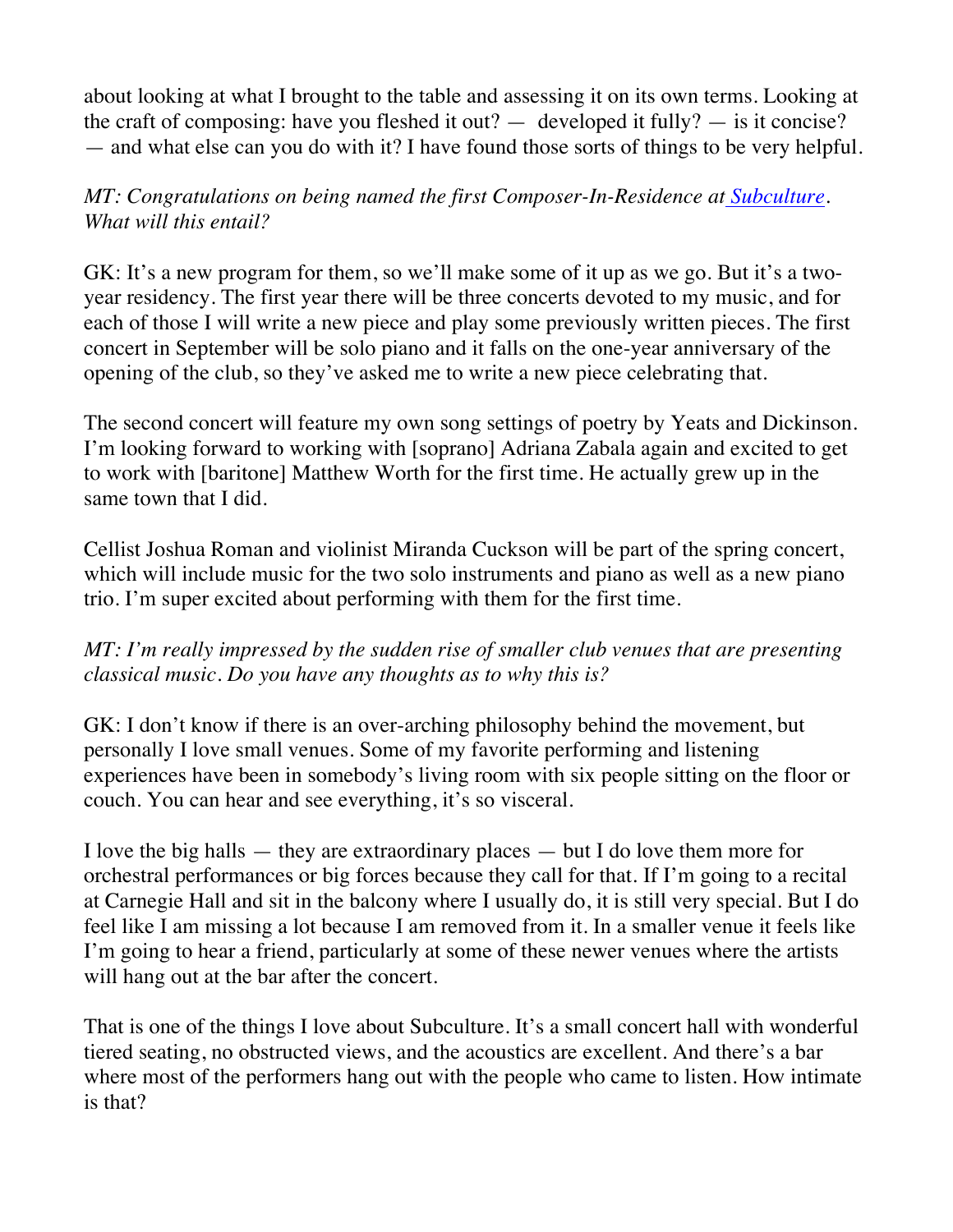about looking at what I brought to the table and assessing it on its own terms. Looking at the craft of composing: have you fleshed it out? — developed it fully? — is it concise? — and what else can you do with it? I have found those sorts of things to be very helpful.

*MT: Congratulations on being named the first Composer-In-Residence at Subculture. What will this entail?*

GK: It's a new program for them, so we'll make some of it up as we go. But it's a two-year residency. The first year there will be three concerts devoted to my music, and for each of those I will write a new piece and play some previously written pieces. The first concert in September will be solo piano and it falls on the one-year anniversary of the opening of the club, so they've asked me to write a new piece celebrating that.

The second concert will feature my own song settings of poetry by Yeats and Dickinson. I'm looking forward to working with [soprano] Adriana Zabala again and excited to get to work with [baritone] Matthew Worth for the first time. He actually grew up in the same town that I did.

Cellist Joshua Roman and violinist Miranda Cuckson will be part of the spring concert, which will include music for the two solo instruments and piano as well as a new piano trio. I'm super excited about performing with them for the first time.

*MT: I'm really impressed by the sudden rise of smaller club venues that are presenting classical music. Do you have any thoughts as to why this is?*

GK: I don't know if there is an over-arching philosophy behind the movement, but personally I love small venues. Some of my favorite performing and listening experiences have been in somebody's living room with six people sitting on the floor or couch. You can hear and see everything, it's so visceral.

I love the big halls — they are extraordinary places — but I do love them more for orchestral performances or big forces because they call for that. If I'm going to a recital at Carnegie Hall and sit in the balcony where I usually do, it is still very special. But I do feel like I am missing a lot because I am removed from it. In a smaller venue it feels like I'm going to hear a friend, particularly at some of these newer venues where the artists will hang out at the bar after the concert.

That is one of the things I love about Subculture. It's a small concert hall with wonderful tiered seating, no obstructed views, and the acoustics are excellent. And there's a bar where most of the performers hang out with the people who came to listen. How intimate is that?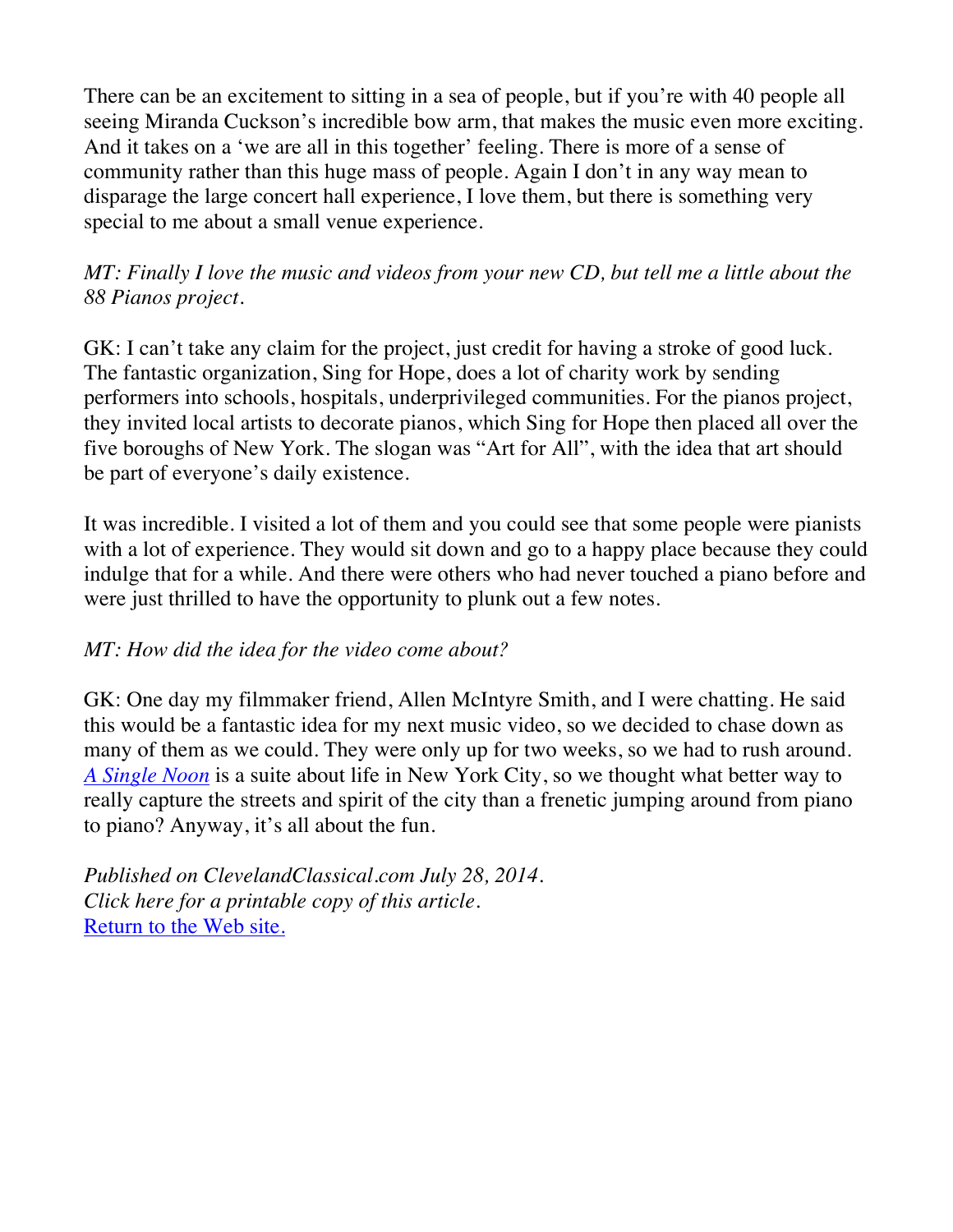There can be an excitement to sitting in a sea of people, but if you're with 40 people all seeing Miranda Cuckson's incredible bow arm, that makes the music even more exciting. And it takes on a 'we are all in this together' feeling. There is more of a sense of community rather than this huge mass of people. Again I don't in any way mean to disparage the large concert hall experience, I love them, but there is something very special to me about a small venue experience.

*MT: Finally I love the music and videos from your new CD, but tell me a little about the 88 Pianos project.*

GK: I can't take any claim for the project, just credit for having a stroke of good luck. The fantastic organization, Sing for Hope, does a lot of charity work by sending performers into schools, hospitals, underprivileged communities. For the pianos project, they invited local artists to decorate pianos, which Sing for Hope then placed all over the five boroughs of New York. The slogan was "Art for All", with the idea that art should be part of everyone's daily existence.

It was incredible. I visited a lot of them and you could see that some people were pianists with a lot of experience. They would sit down and go to a happy place because they could indulge that for a while. And there were others who had never touched a piano before and were just thrilled to have the opportunity to plunk out a few notes.

*MT: How did the idea for the video come about?*

GK: One day my filmmaker friend, Allen McIntyre Smith, and I were chatting. He said this would be a fantastic idea for my next music video, so we decided to chase down as many of them as we could. They were only up for two weeks, so we had to rush around. *A Single Noon* is a suite about life in New York City, so we thought what better way to really capture the streets and spirit of the city than a frenetic jumping around from piano to piano? Anyway, it's all about the fun.

*Published on ClevelandClassical.com July 28, 2014.*
*Click here for a printable copy of this article.*
Return to the Web site.